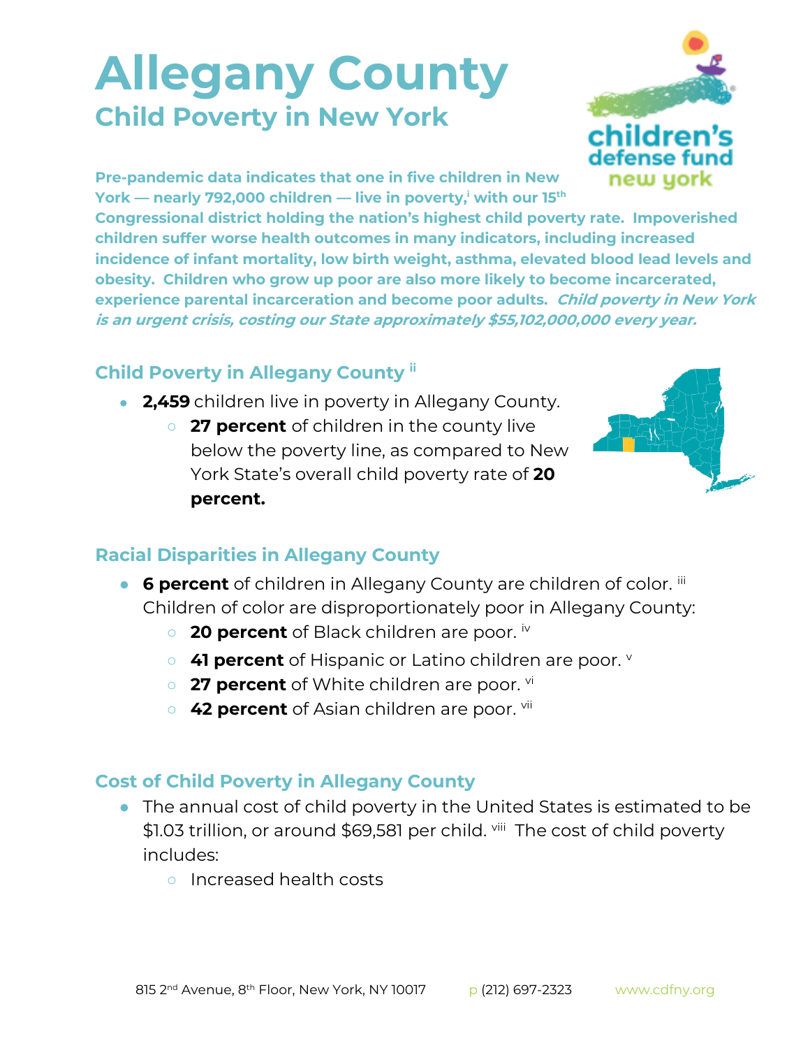# Allegany County

## Child Poverty in New York

**Pre-pandemic data indicates that one in five children in New York — nearly 792,000 children — live in poverty,[i] with our 15th Congressional district holding the nation's highest child poverty rate. Impoverished children suffer worse health outcomes in many indicators, including increased incidence of infant mortality, low birth weight, asthma, elevated blood lead levels and obesity. Children who grow up poor are also more likely to become incarcerated, experience parental incarceration and become poor adults.** ***Child poverty in New York is an urgent crisis, costing our State approximately $55,102,000,000 every year.***

### Child Poverty in Allegany County [ii]

- **2,459** children live in poverty in Allegany County.
  - **27 percent** of children in the county live below the poverty line, as compared to New York State's overall child poverty rate of **20 percent.**

### Racial Disparities in Allegany County

- **6 percent** of children in Allegany County are children of color. [iii] Children of color are disproportionately poor in Allegany County:
  - **20 percent** of Black children are poor. [iv]
  - **41 percent** of Hispanic or Latino children are poor. [v]
  - **27 percent** of White children are poor. [vi]
  - **42 percent** of Asian children are poor. [vii]

### Cost of Child Poverty in Allegany County

- The annual cost of child poverty in the United States is estimated to be $1.03 trillion, or around $69,581 per child. [viii] The cost of child poverty includes:
  - Increased health costs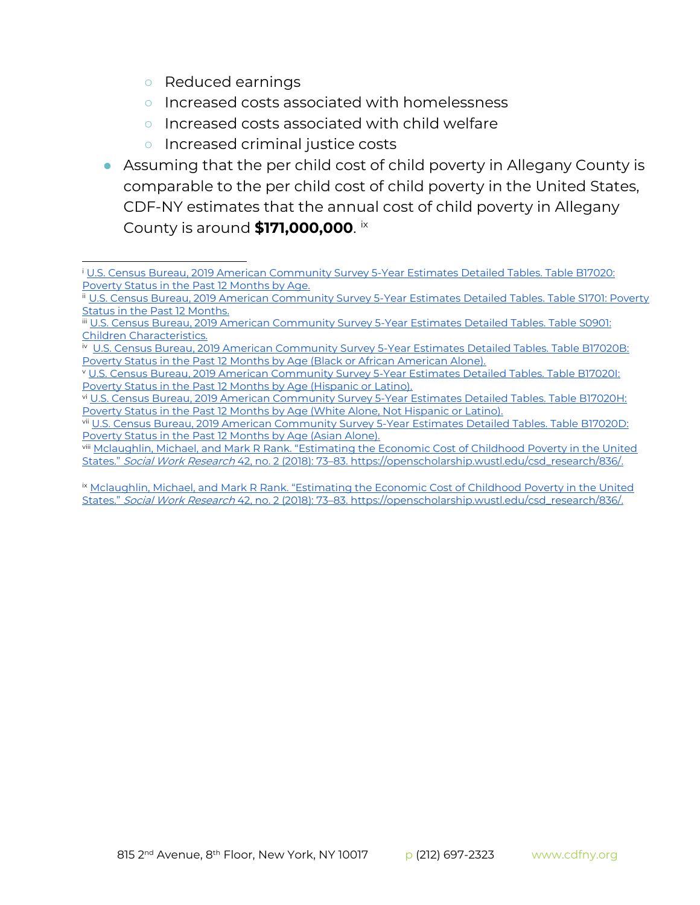- Reduced earnings
    - Increased costs associated with homelessness
    - Increased costs associated with child welfare
    - Increased criminal justice costs
- Assuming that the per child cost of child poverty in Allegany County is comparable to the per child cost of child poverty in the United States, CDF-NY estimates that the annual cost of child poverty in Allegany County is around **$171,000,000**. [ix]

---

[i] U.S. Census Bureau, 2019 American Community Survey 5-Year Estimates Detailed Tables. Table B17020: Poverty Status in the Past 12 Months by Age.

[ii] U.S. Census Bureau, 2019 American Community Survey 5-Year Estimates Detailed Tables. Table S1701: Poverty Status in the Past 12 Months.

[iii] U.S. Census Bureau, 2019 American Community Survey 5-Year Estimates Detailed Tables. Table S0901: Children Characteristics.

[iv] U.S. Census Bureau, 2019 American Community Survey 5-Year Estimates Detailed Tables. Table B17020B: Poverty Status in the Past 12 Months by Age (Black or African American Alone).

[v] U.S. Census Bureau, 2019 American Community Survey 5-Year Estimates Detailed Tables. Table B17020I: Poverty Status in the Past 12 Months by Age (Hispanic or Latino).

[vi] U.S. Census Bureau, 2019 American Community Survey 5-Year Estimates Detailed Tables. Table B17020H: Poverty Status in the Past 12 Months by Age (White Alone, Not Hispanic or Latino).

[vii] U.S. Census Bureau, 2019 American Community Survey 5-Year Estimates Detailed Tables. Table B17020D: Poverty Status in the Past 12 Months by Age (Asian Alone).

[viii] Mclaughlin, Michael, and Mark R Rank. "Estimating the Economic Cost of Childhood Poverty in the United States." *Social Work Research* 42, no. 2 (2018): 73–83. https://openscholarship.wustl.edu/csd_research/836/.

[ix] Mclaughlin, Michael, and Mark R Rank. "Estimating the Economic Cost of Childhood Poverty in the United States." *Social Work Research* 42, no. 2 (2018): 73–83. https://openscholarship.wustl.edu/csd_research/836/.